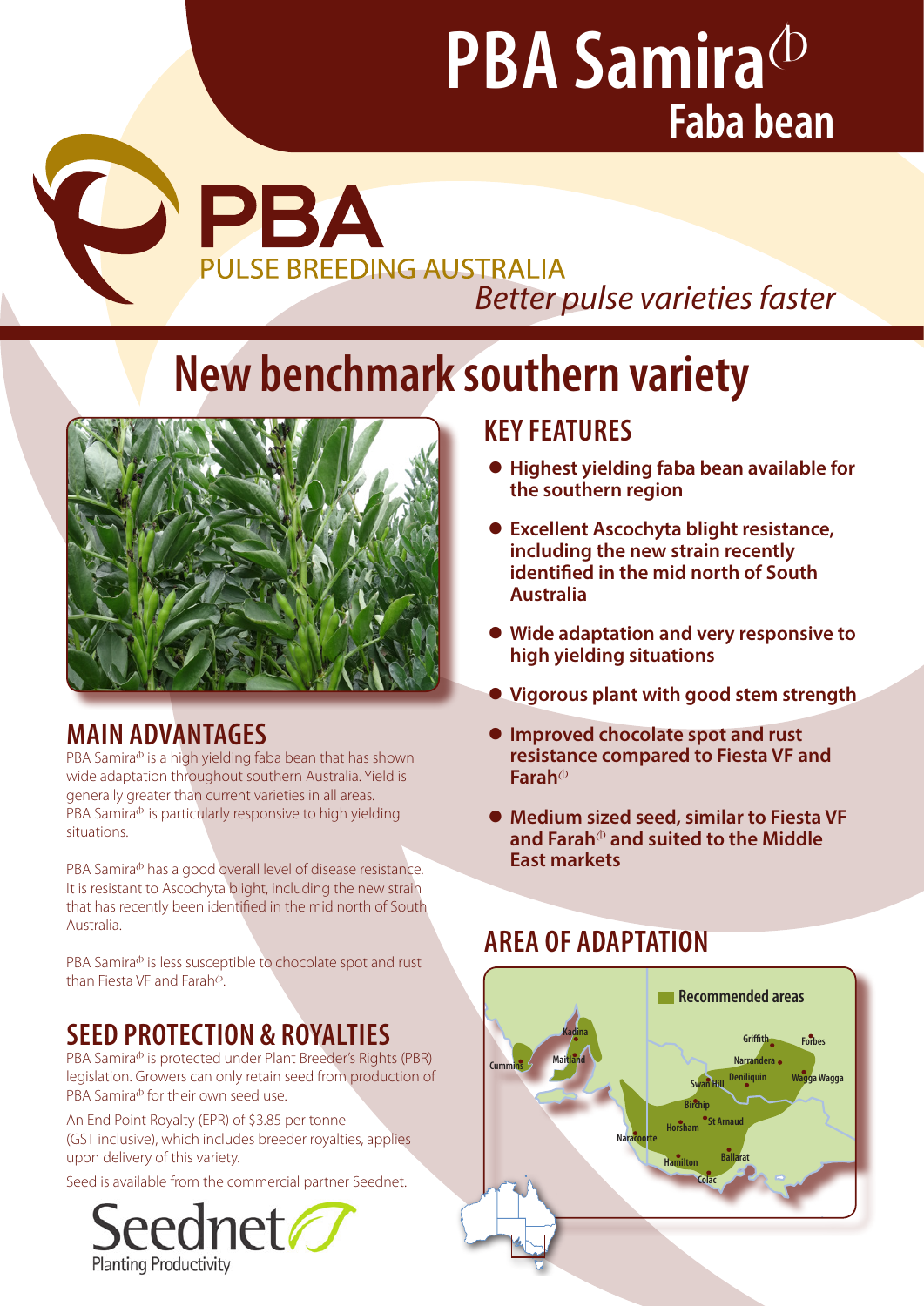# PBA Samira$^{\Phi}$

## Faba bean

PBA
PULSE BREEDING AUSTRALIA
*Better pulse varieties faster*

# New benchmark southern variety

## KEY FEATURES

- **Highest yielding faba bean available for the southern region**
- **Excellent Ascochyta blight resistance, including the new strain recently identified in the mid north of South Australia**
- **Wide adaptation and very responsive to high yielding situations**
- **Vigorous plant with good stem strength**
- **Improved chocolate spot and rust resistance compared to Fiesta VF and Farah$^{\Phi}$**
- **Medium sized seed, similar to Fiesta VF and Farah$^{\Phi}$ and suited to the Middle East markets**

## MAIN ADVANTAGES

PBA Samira$^{\Phi}$ is a high yielding faba bean that has shown wide adaptation throughout southern Australia. Yield is generally greater than current varieties in all areas. PBA Samira$^{\Phi}$ is particularly responsive to high yielding situations.

PBA Samira$^{\Phi}$ has a good overall level of disease resistance. It is resistant to Ascochyta blight, including the new strain that has recently been identified in the mid north of South Australia.

PBA Samira$^{\Phi}$ is less susceptible to chocolate spot and rust than Fiesta VF and Farah$^{\Phi}$.

## SEED PROTECTION & ROYALTIES

PBA Samira$^{\Phi}$ is protected under Plant Breeder's Rights (PBR) legislation. Growers can only retain seed from production of PBA Samira$^{\Phi}$ for their own seed use.

An End Point Royalty (EPR) of $3.85 per tonne (GST inclusive), which includes breeder royalties, applies upon delivery of this variety.

Seed is available from the commercial partner Seednet.

Seednet
Planting Productivity

## AREA OF ADAPTATION

Recommended areas

Kadina, Maitland, Cummins, Griffith, Forbes, Narrandera, Swan Hill, Deniliquin, Wagga Wagga, Birchip, Horsham, St Arnaud, Naracoorte, Hamilton, Ballarat, Colac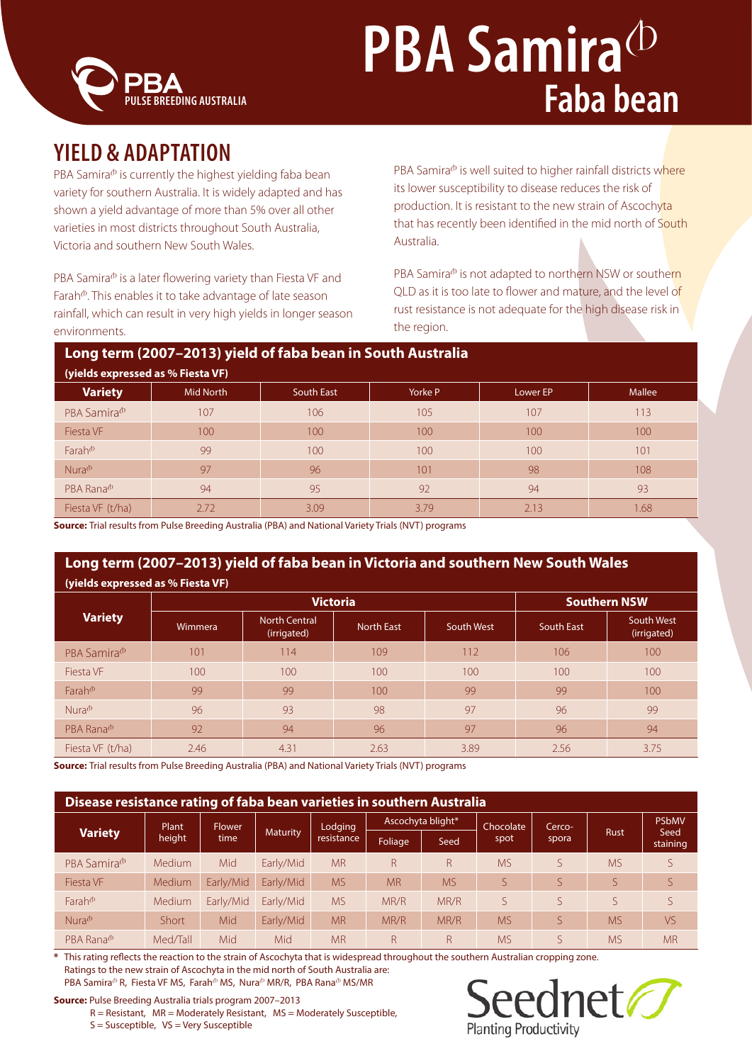# PBA Samira$^{\text{(}\phi\text{)}}$ Faba bean

PBA PULSE BREEDING AUSTRALIA

## YIELD & ADAPTATION

PBA Samira$^{\phi}$ is currently the highest yielding faba bean variety for southern Australia. It is widely adapted and has shown a yield advantage of more than 5% over all other varieties in most districts throughout South Australia, Victoria and southern New South Wales.

PBA Samira$^{\phi}$ is a later flowering variety than Fiesta VF and Farah$^{\phi}$. This enables it to take advantage of late season rainfall, which can result in very high yields in longer season environments.

PBA Samira$^{\phi}$ is well suited to higher rainfall districts where its lower susceptibility to disease reduces the risk of production. It is resistant to the new strain of Ascochyta that has recently been identified in the mid north of South Australia.

PBA Samira$^{\phi}$ is not adapted to northern NSW or southern QLD as it is too late to flower and mature, and the level of rust resistance is not adequate for the high disease risk in the region.

### Long term (2007–2013) yield of faba bean in South Australia

**(yields expressed as % Fiesta VF)**

| Variety | Mid North | South East | Yorke P | Lower EP | Mallee |
|---|---|---|---|---|---|
| PBA Samira$^{\phi}$ | 107 | 106 | 105 | 107 | 113 |
| Fiesta VF | 100 | 100 | 100 | 100 | 100 |
| Farah$^{\phi}$ | 99 | 100 | 100 | 100 | 101 |
| Nura$^{\phi}$ | 97 | 96 | 101 | 98 | 108 |
| PBA Rana$^{\phi}$ | 94 | 95 | 92 | 94 | 93 |
| Fiesta VF (t/ha) | 2.72 | 3.09 | 3.79 | 2.13 | 1.68 |

**Source:** Trial results from Pulse Breeding Australia (PBA) and National Variety Trials (NVT) programs

### Long term (2007–2013) yield of faba bean in Victoria and southern New South Wales

**(yields expressed as % Fiesta VF)**

| Variety | Victoria | | | | Southern NSW | |
|---|---|---|---|---|---|---|
| | Wimmera | North Central (irrigated) | North East | South West | South East | South West (irrigated) |
| PBA Samira$^{\phi}$ | 101 | 114 | 109 | 112 | 106 | 100 |
| Fiesta VF | 100 | 100 | 100 | 100 | 100 | 100 |
| Farah$^{\phi}$ | 99 | 99 | 100 | 99 | 99 | 100 |
| Nura$^{\phi}$ | 96 | 93 | 98 | 97 | 96 | 99 |
| PBA Rana$^{\phi}$ | 92 | 94 | 96 | 97 | 96 | 94 |
| Fiesta VF (t/ha) | 2.46 | 4.31 | 2.63 | 3.89 | 2.56 | 3.75 |

**Source:** Trial results from Pulse Breeding Australia (PBA) and National Variety Trials (NVT) programs

### Disease resistance rating of faba bean varieties in southern Australia

| Variety | Plant height | Flower time | Maturity | Lodging resistance | Ascochyta blight* | | Chocolate spot | Cerco-spora | Rust | PSbMV Seed staining |
|---|---|---|---|---|---|---|---|---|---|---|
| | | | | | Foliage | Seed | | | | |
| PBA Samira$^{\phi}$ | Medium | Mid | Early/Mid | MR | R | R | MS | S | MS | S |
| Fiesta VF | Medium | Early/Mid | Early/Mid | MS | MR | MS | S | S | S | S |
| Farah$^{\phi}$ | Medium | Early/Mid | Early/Mid | MS | MR/R | MR/R | S | S | S | S |
| Nura$^{\phi}$ | Short | Mid | Early/Mid | MR | MR/R | MR/R | MS | S | MS | VS |
| PBA Rana$^{\phi}$ | Med/Tall | Mid | Mid | MR | R | R | MS | S | MS | MR |

\* This rating reflects the reaction to the strain of Ascochyta that is widespread throughout the southern Australian cropping zone. Ratings to the new strain of Ascochyta in the mid north of South Australia are: PBA Samira$^{\phi}$ R, Fiesta VF MS, Farah$^{\phi}$ MS, Nura$^{\phi}$ MR/R, PBA Rana$^{\phi}$ MS/MR

**Source:** Pulse Breeding Australia trials program 2007–2013
R = Resistant, MR = Moderately Resistant, MS = Moderately Susceptible,
S = Susceptible, VS = Very Susceptible

Seednet Planting Productivity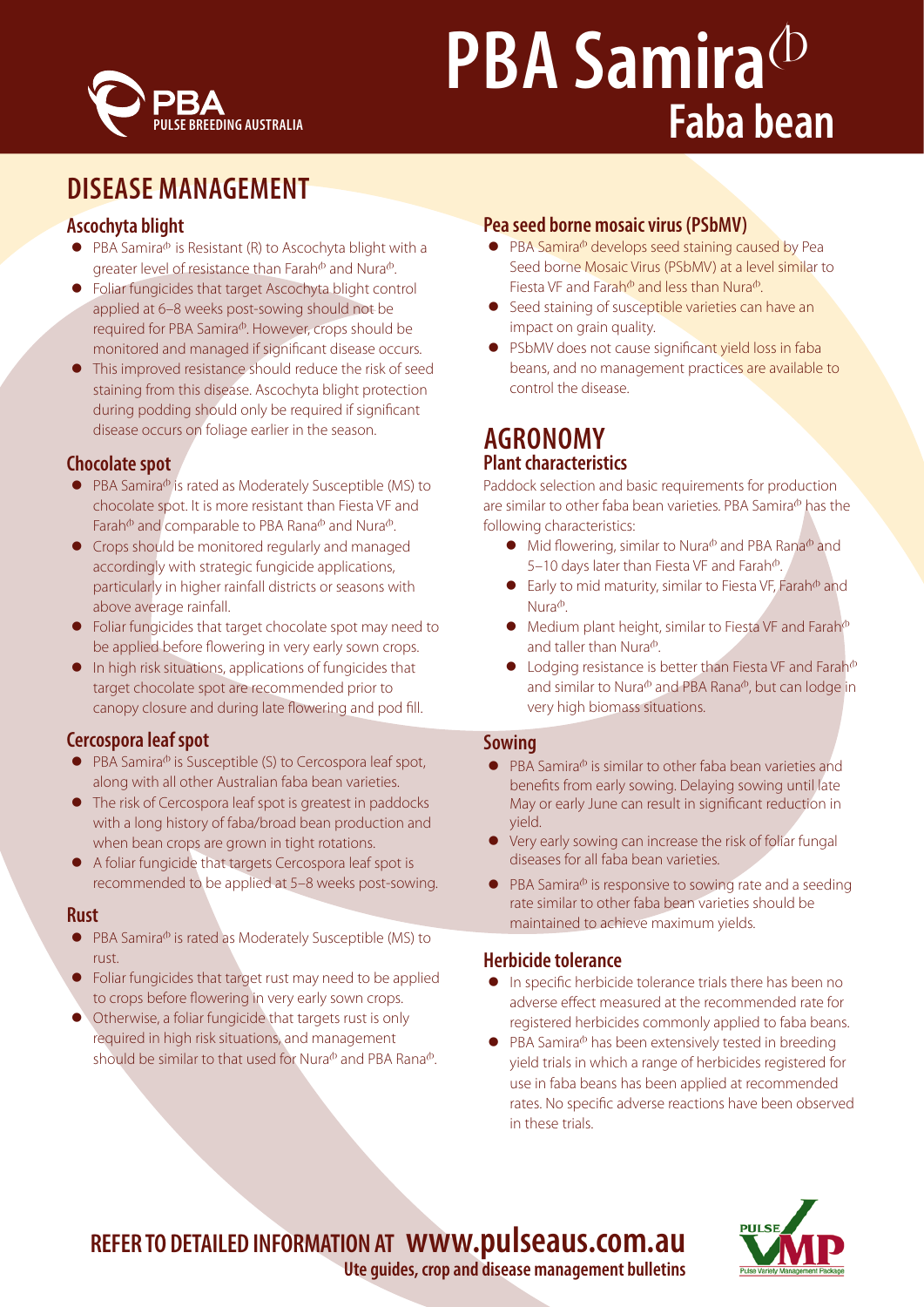# PBA Samira$^{⫯}$ Faba bean

## DISEASE MANAGEMENT

### Ascochyta blight

- PBA Samira⫯ is Resistant (R) to Ascochyta blight with a greater level of resistance than Farah⫯ and Nura⫯.
- Foliar fungicides that target Ascochyta blight control applied at 6–8 weeks post-sowing should not be required for PBA Samira⫯. However, crops should be monitored and managed if significant disease occurs.
- This improved resistance should reduce the risk of seed staining from this disease. Ascochyta blight protection during podding should only be required if significant disease occurs on foliage earlier in the season.

### Chocolate spot

- PBA Samira⫯ is rated as Moderately Susceptible (MS) to chocolate spot. It is more resistant than Fiesta VF and Farah⫯ and comparable to PBA Rana⫯ and Nura⫯.
- Crops should be monitored regularly and managed accordingly with strategic fungicide applications, particularly in higher rainfall districts or seasons with above average rainfall.
- Foliar fungicides that target chocolate spot may need to be applied before flowering in very early sown crops.
- In high risk situations, applications of fungicides that target chocolate spot are recommended prior to canopy closure and during late flowering and pod fill.

### Cercospora leaf spot

- PBA Samira⫯ is Susceptible (S) to Cercospora leaf spot, along with all other Australian faba bean varieties.
- The risk of Cercospora leaf spot is greatest in paddocks with a long history of faba/broad bean production and when bean crops are grown in tight rotations.
- A foliar fungicide that targets Cercospora leaf spot is recommended to be applied at 5–8 weeks post-sowing.

### Rust

- PBA Samira⫯ is rated as Moderately Susceptible (MS) to rust.
- Foliar fungicides that target rust may need to be applied to crops before flowering in very early sown crops.
- Otherwise, a foliar fungicide that targets rust is only required in high risk situations, and management should be similar to that used for Nura⫯ and PBA Rana⫯.

### Pea seed borne mosaic virus (PSbMV)

- PBA Samira⫯ develops seed staining caused by Pea Seed borne Mosaic Virus (PSbMV) at a level similar to Fiesta VF and Farah⫯ and less than Nura⫯.
- Seed staining of susceptible varieties can have an impact on grain quality.
- PSbMV does not cause significant yield loss in faba beans, and no management practices are available to control the disease.

## AGRONOMY

### Plant characteristics

Paddock selection and basic requirements for production are similar to other faba bean varieties. PBA Samira⫯ has the following characteristics:

- Mid flowering, similar to Nura⫯ and PBA Rana⫯ and 5–10 days later than Fiesta VF and Farah⫯.
- Early to mid maturity, similar to Fiesta VF, Farah⫯ and Nura⫯.
- Medium plant height, similar to Fiesta VF and Farah⫯ and taller than Nura⫯.
- Lodging resistance is better than Fiesta VF and Farah⫯ and similar to Nura⫯ and PBA Rana⫯, but can lodge in very high biomass situations.

### Sowing

- PBA Samira⫯ is similar to other faba bean varieties and benefits from early sowing. Delaying sowing until late May or early June can result in significant reduction in yield.
- Very early sowing can increase the risk of foliar fungal diseases for all faba bean varieties.
- PBA Samira⫯ is responsive to sowing rate and a seeding rate similar to other faba bean varieties should be maintained to achieve maximum yields.

### Herbicide tolerance

- In specific herbicide tolerance trials there has been no adverse effect measured at the recommended rate for registered herbicides commonly applied to faba beans.
- PBA Samira⫯ has been extensively tested in breeding yield trials in which a range of herbicides registered for use in faba beans has been applied at recommended rates. No specific adverse reactions have been observed in these trials.

**REFER TO DETAILED INFORMATION AT www.pulseaus.com.au**
**Ute guides, crop and disease management bulletins**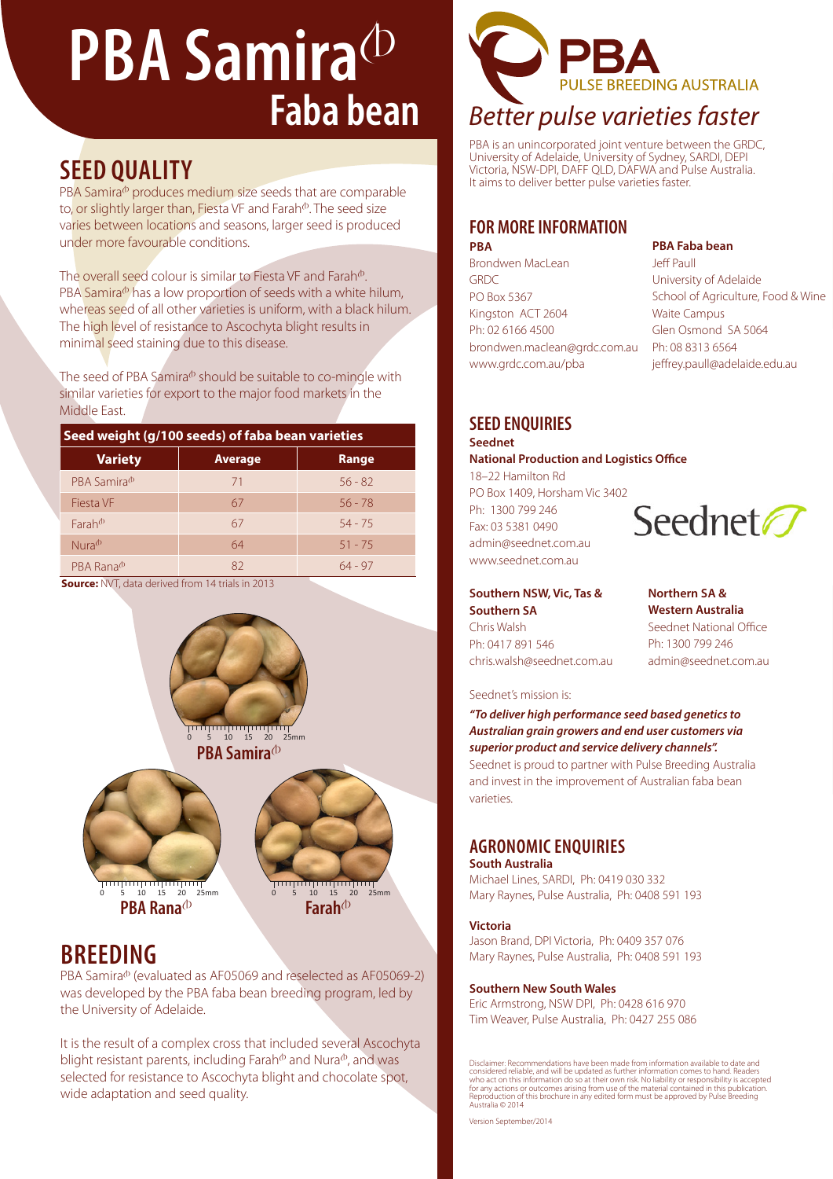# PBA Samira$^{\text{Φ}}$ Faba bean

## SEED QUALITY

PBA Samira$^{\text{Φ}}$ produces medium size seeds that are comparable to, or slightly larger than, Fiesta VF and Farah$^{\text{Φ}}$. The seed size varies between locations and seasons, larger seed is produced under more favourable conditions.

The overall seed colour is similar to Fiesta VF and Farah$^{\text{Φ}}$. PBA Samira$^{\text{Φ}}$ has a low proportion of seeds with a white hilum, whereas seed of all other varieties is uniform, with a black hilum. The high level of resistance to Ascochyta blight results in minimal seed staining due to this disease.

The seed of PBA Samira$^{\text{Φ}}$ should be suitable to co-mingle with similar varieties for export to the major food markets in the Middle East.

**Seed weight (g/100 seeds) of faba bean varieties**

| Variety | Average | Range |
|---|---|---|
| PBA Samira$^{\text{Φ}}$ | 71 | 56 - 82 |
| Fiesta VF | 67 | 56 - 78 |
| Farah$^{\text{Φ}}$ | 67 | 54 - 75 |
| Nura$^{\text{Φ}}$ | 64 | 51 - 75 |
| PBA Rana$^{\text{Φ}}$ | 82 | 64 - 97 |

**Source:** NVT, data derived from 14 trials in 2013

0 5 10 15 20 25mm
PBA Samira$^{\text{Φ}}$

0 5 10 15 20 25mm
PBA Rana$^{\text{Φ}}$

0 5 10 15 20 25mm
Farah$^{\text{Φ}}$

## BREEDING

PBA Samira$^{\text{Φ}}$ (evaluated as AF05069 and reselected as AF05069-2) was developed by the PBA faba bean breeding program, led by the University of Adelaide.

It is the result of a complex cross that included several Ascochyta blight resistant parents, including Farah$^{\text{Φ}}$ and Nura$^{\text{Φ}}$, and was selected for resistance to Ascochyta blight and chocolate spot, wide adaptation and seed quality.

PBA PULSE BREEDING AUSTRALIA

*Better pulse varieties faster*

PBA is an unincorporated joint venture between the GRDC, University of Adelaide, University of Sydney, SARDI, DEPI Victoria, NSW-DPI, DAFF QLD, DAFWA and Pulse Australia. It aims to deliver better pulse varieties faster.

## FOR MORE INFORMATION

**PBA**
Brondwen MacLean
GRDC
PO Box 5367
Kingston ACT 2604
Ph: 02 6166 4500
brondwen.maclean@grdc.com.au
www.grdc.com.au/pba

**PBA Faba bean**
Jeff Paull
University of Adelaide
School of Agriculture, Food & Wine
Waite Campus
Glen Osmond SA 5064
Ph: 08 8313 6564
jeffrey.paull@adelaide.edu.au

## SEED ENQUIRIES

**Seednet**
**National Production and Logistics Office**
18–22 Hamilton Rd
PO Box 1409, Horsham Vic 3402
Ph: 1300 799 246
Fax: 03 5381 0490
admin@seednet.com.au
www.seednet.com.au

Seednet

**Southern NSW, Vic, Tas & Southern SA**
Chris Walsh
Ph: 0417 891 546
chris.walsh@seednet.com.au

**Northern SA & Western Australia**
Seednet National Office
Ph: 1300 799 246
admin@seednet.com.au

Seednet's mission is:

***"To deliver high performance seed based genetics to Australian grain growers and end user customers via superior product and service delivery channels".***

Seednet is proud to partner with Pulse Breeding Australia and invest in the improvement of Australian faba bean varieties.

## AGRONOMIC ENQUIRIES

**South Australia**
Michael Lines, SARDI, Ph: 0419 030 332
Mary Raynes, Pulse Australia, Ph: 0408 591 193

**Victoria**
Jason Brand, DPI Victoria, Ph: 0409 357 076
Mary Raynes, Pulse Australia, Ph: 0408 591 193

**Southern New South Wales**
Eric Armstrong, NSW DPI, Ph: 0428 616 970
Tim Weaver, Pulse Australia, Ph: 0427 255 086

Disclaimer: Recommendations have been made from information available to date and considered reliable, and will be updated as further information comes to hand. Readers who act on this information do so at their own risk. No liability or responsibility is accepted for any actions or outcomes arising from use of the material contained in this publication. Reproduction of this brochure in any edited form must be approved by Pulse Breeding Australia © 2014

Version September/2014